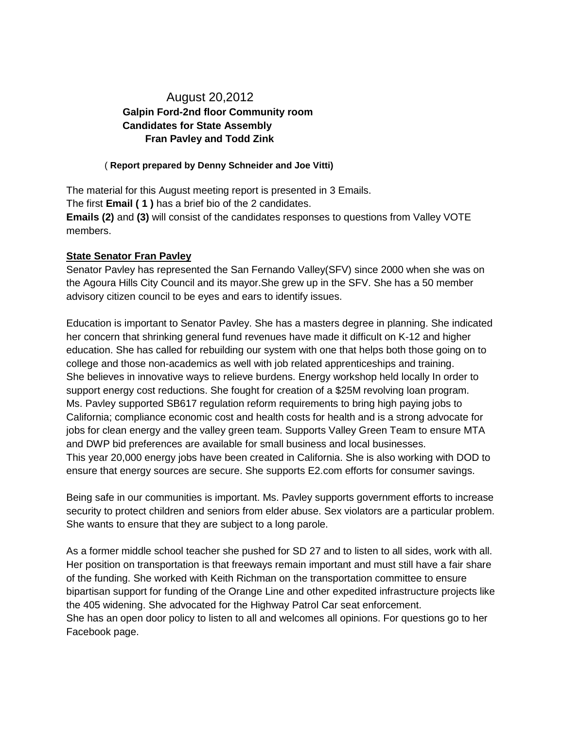August 20,2012

**Galpin Ford-2nd floor Community room**

**Candidates for State Assembly**

**Fran Pavley and Todd Zink**

( **Report prepared by Denny Schneider and Joe Vitti)**

The material for this August meeting report is presented in 3 Emails.
The first **Email ( 1 )** has a brief bio of the 2 candidates.
**Emails (2)** and **(3)** will consist of the candidates responses to questions from Valley VOTE members.

**<u>State Senator Fran Pavley</u>**

Senator Pavley has represented the San Fernando Valley(SFV) since 2000 when she was on the Agoura Hills City Council and its mayor.She grew up in the SFV. She has a 50 member advisory citizen council to be eyes and ears to identify issues.

Education is important to Senator Pavley. She has a masters degree in planning. She indicated her concern that shrinking general fund revenues have made it difficult on K-12 and higher education. She has called for rebuilding our system with one that helps both those going on to college and those non-academics as well with job related apprenticeships and training.
She believes in innovative ways to relieve burdens. Energy workshop held locally In order to support energy cost reductions. She fought for creation of a $25M revolving loan program.
Ms. Pavley supported SB617 regulation reform requirements to bring high paying jobs to California; compliance economic cost and health costs for health and is a strong advocate for jobs for clean energy and the valley green team. Supports Valley Green Team to ensure MTA and DWP bid preferences are available for small business and local businesses.
This year 20,000 energy jobs have been created in California. She is also working with DOD to ensure that energy sources are secure. She supports E2.com efforts for consumer savings.

Being safe in our communities is important. Ms. Pavley supports government efforts to increase security to protect children and seniors from elder abuse. Sex violators are a particular problem. She wants to ensure that they are subject to a long parole.

As a former middle school teacher she pushed for SD 27 and to listen to all sides, work with all. Her position on transportation is that freeways remain important and must still have a fair share of the funding. She worked with Keith Richman on the transportation committee to ensure bipartisan support for funding of the Orange Line and other expedited infrastructure projects like the 405 widening. She advocated for the Highway Patrol Car seat enforcement.
She has an open door policy to listen to all and welcomes all opinions. For questions go to her Facebook page.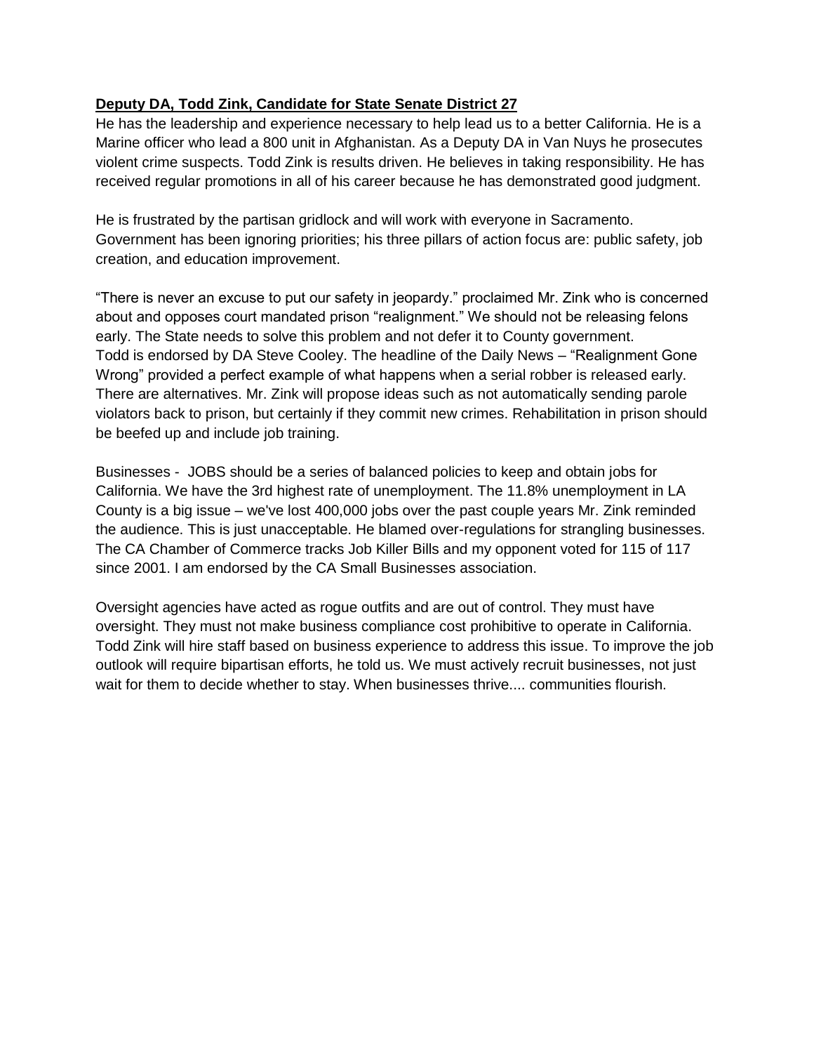**<u>Deputy DA, Todd Zink, Candidate for State Senate District 27</u>**

He has the leadership and experience necessary to help lead us to a better California. He is a Marine officer who lead a 800 unit in Afghanistan. As a Deputy DA in Van Nuys he prosecutes violent crime suspects. Todd Zink is results driven. He believes in taking responsibility. He has received regular promotions in all of his career because he has demonstrated good judgment.

He is frustrated by the partisan gridlock and will work with everyone in Sacramento. Government has been ignoring priorities; his three pillars of action focus are: public safety, job creation, and education improvement.

"There is never an excuse to put our safety in jeopardy." proclaimed Mr. Zink who is concerned about and opposes court mandated prison "realignment." We should not be releasing felons early. The State needs to solve this problem and not defer it to County government. Todd is endorsed by DA Steve Cooley. The headline of the Daily News – "Realignment Gone Wrong" provided a perfect example of what happens when a serial robber is released early. There are alternatives. Mr. Zink will propose ideas such as not automatically sending parole violators back to prison, but certainly if they commit new crimes. Rehabilitation in prison should be beefed up and include job training.

Businesses - JOBS should be a series of balanced policies to keep and obtain jobs for California. We have the 3rd highest rate of unemployment. The 11.8% unemployment in LA County is a big issue – we've lost 400,000 jobs over the past couple years Mr. Zink reminded the audience. This is just unacceptable. He blamed over-regulations for strangling businesses. The CA Chamber of Commerce tracks Job Killer Bills and my opponent voted for 115 of 117 since 2001. I am endorsed by the CA Small Businesses association.

Oversight agencies have acted as rogue outfits and are out of control. They must have oversight. They must not make business compliance cost prohibitive to operate in California. Todd Zink will hire staff based on business experience to address this issue. To improve the job outlook will require bipartisan efforts, he told us. We must actively recruit businesses, not just wait for them to decide whether to stay. When businesses thrive.... communities flourish.